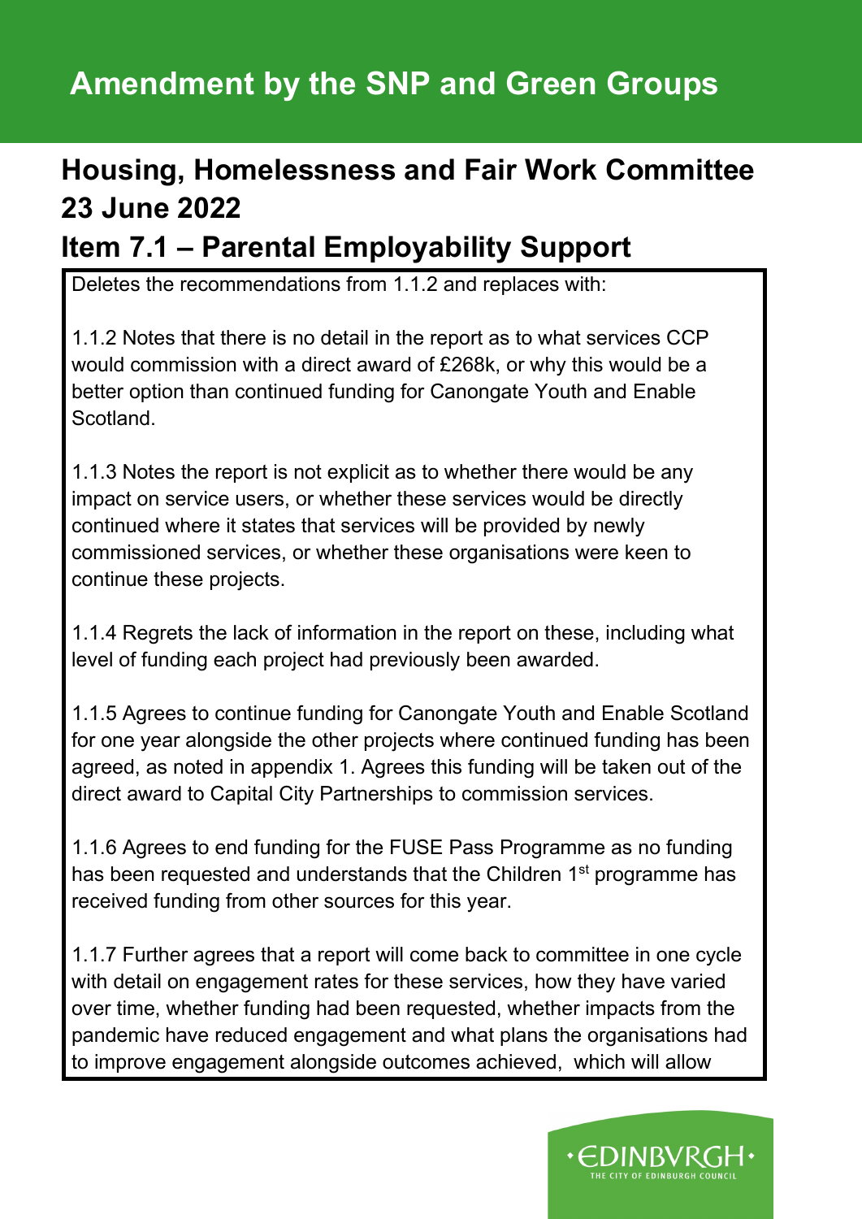# Amendment by the SNP and Green Groups

## Housing, Homelessness and Fair Work Committee 23 June 2022

## Item 7.1 – Parental Employability Support

Deletes the recommendations from 1.1.2 and replaces with:

1.1.2 Notes that there is no detail in the report as to what services CCP would commission with a direct award of £268k, or why this would be a better option than continued funding for Canongate Youth and Enable Scotland.

1.1.3 Notes the report is not explicit as to whether there would be any impact on service users, or whether these services would be directly continued where it states that services will be provided by newly commissioned services, or whether these organisations were keen to continue these projects.

1.1.4 Regrets the lack of information in the report on these, including what level of funding each project had previously been awarded.

1.1.5 Agrees to continue funding for Canongate Youth and Enable Scotland for one year alongside the other projects where continued funding has been agreed, as noted in appendix 1. Agrees this funding will be taken out of the direct award to Capital City Partnerships to commission services.

1.1.6 Agrees to end funding for the FUSE Pass Programme as no funding has been requested and understands that the Children 1st programme has received funding from other sources for this year.

1.1.7 Further agrees that a report will come back to committee in one cycle with detail on engagement rates for these services, how they have varied over time, whether funding had been requested, whether impacts from the pandemic have reduced engagement and what plans the organisations had to improve engagement alongside outcomes achieved, which will allow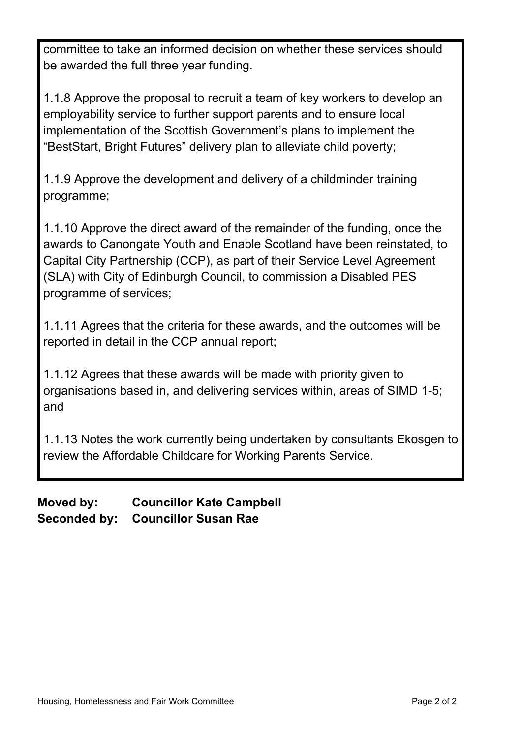committee to take an informed decision on whether these services should be awarded the full three year funding.

1.1.8 Approve the proposal to recruit a team of key workers to develop an employability service to further support parents and to ensure local implementation of the Scottish Government's plans to implement the "BestStart, Bright Futures" delivery plan to alleviate child poverty;

1.1.9 Approve the development and delivery of a childminder training programme;

1.1.10 Approve the direct award of the remainder of the funding, once the awards to Canongate Youth and Enable Scotland have been reinstated, to Capital City Partnership (CCP), as part of their Service Level Agreement (SLA) with City of Edinburgh Council, to commission a Disabled PES programme of services;

1.1.11 Agrees that the criteria for these awards, and the outcomes will be reported in detail in the CCP annual report;

1.1.12 Agrees that these awards will be made with priority given to organisations based in, and delivering services within, areas of SIMD 1-5; and

1.1.13 Notes the work currently being undertaken by consultants Ekosgen to review the Affordable Childcare for Working Parents Service.

**Moved by: Councillor Kate Campbell**
**Seconded by: Councillor Susan Rae**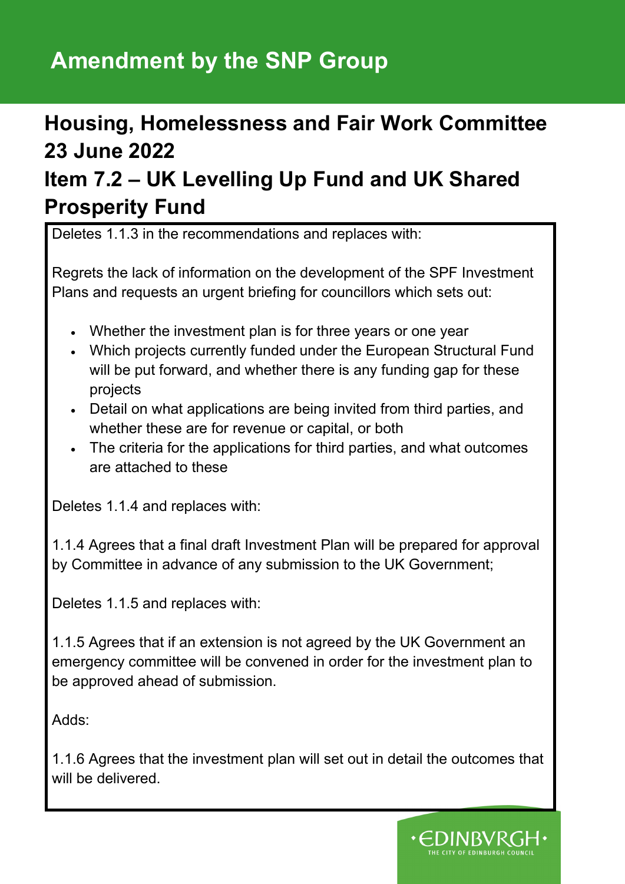# Amendment by the SNP Group

## Housing, Homelessness and Fair Work Committee 23 June 2022

## Item 7.2 – UK Levelling Up Fund and UK Shared Prosperity Fund

Deletes 1.1.3 in the recommendations and replaces with:

Regrets the lack of information on the development of the SPF Investment Plans and requests an urgent briefing for councillors which sets out:

- Whether the investment plan is for three years or one year
- Which projects currently funded under the European Structural Fund will be put forward, and whether there is any funding gap for these projects
- Detail on what applications are being invited from third parties, and whether these are for revenue or capital, or both
- The criteria for the applications for third parties, and what outcomes are attached to these

Deletes 1.1.4 and replaces with:

1.1.4 Agrees that a final draft Investment Plan will be prepared for approval by Committee in advance of any submission to the UK Government;

Deletes 1.1.5 and replaces with:

1.1.5 Agrees that if an extension is not agreed by the UK Government an emergency committee will be convened in order for the investment plan to be approved ahead of submission.

Adds:

1.1.6 Agrees that the investment plan will set out in detail the outcomes that will be delivered.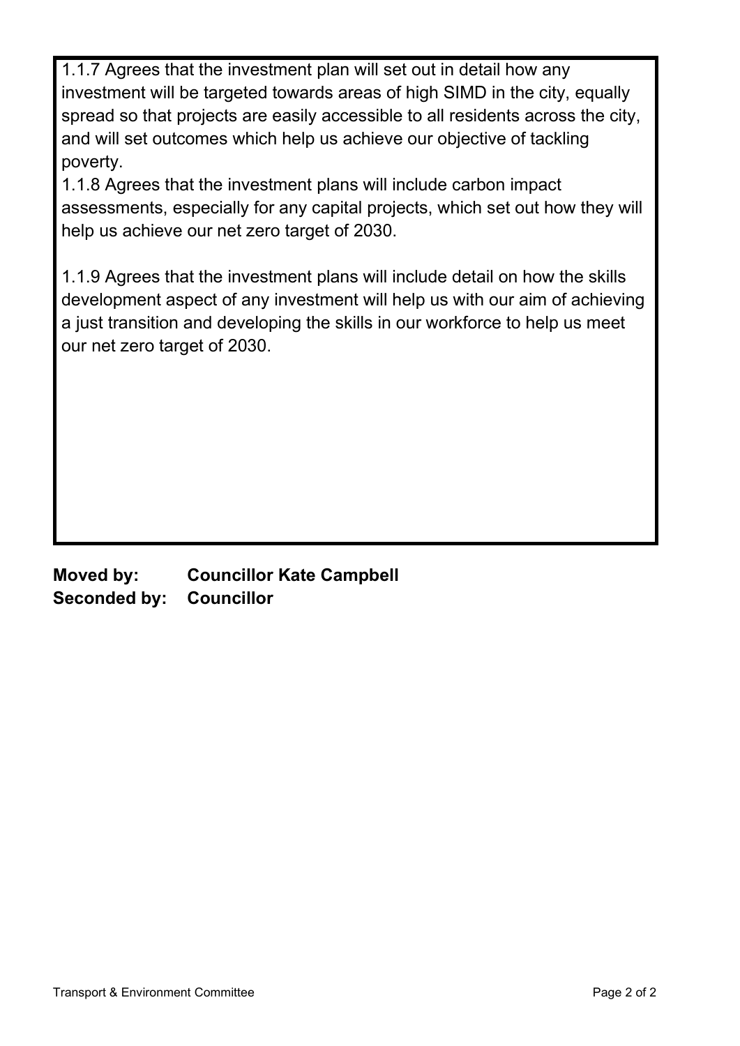1.1.7 Agrees that the investment plan will set out in detail how any investment will be targeted towards areas of high SIMD in the city, equally spread so that projects are easily accessible to all residents across the city, and will set outcomes which help us achieve our objective of tackling poverty.

1.1.8 Agrees that the investment plans will include carbon impact assessments, especially for any capital projects, which set out how they will help us achieve our net zero target of 2030.

1.1.9 Agrees that the investment plans will include detail on how the skills development aspect of any investment will help us with our aim of achieving a just transition and developing the skills in our workforce to help us meet our net zero target of 2030.

**Moved by:** **Councillor Kate Campbell**
**Seconded by:** **Councillor**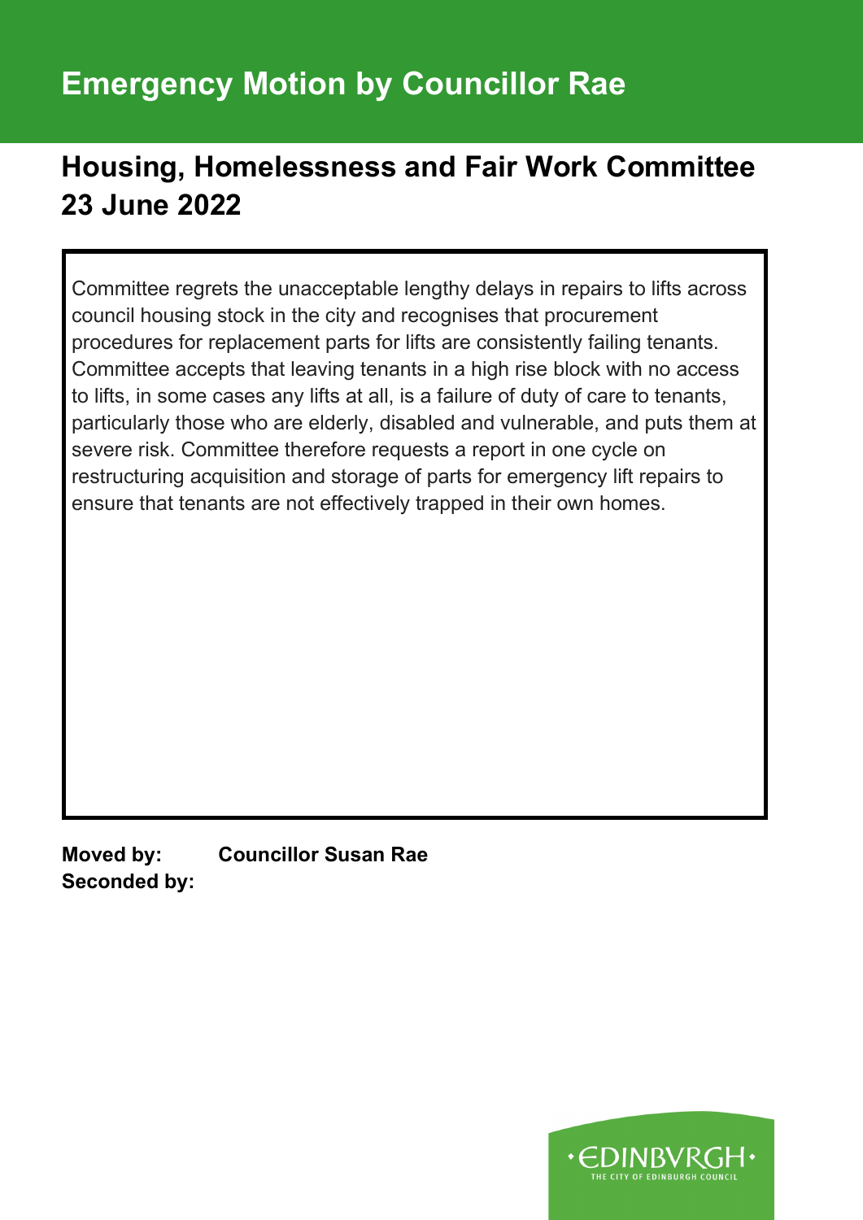# Emergency Motion by Councillor Rae

## Housing, Homelessness and Fair Work Committee 23 June 2022

Committee regrets the unacceptable lengthy delays in repairs to lifts across council housing stock in the city and recognises that procurement procedures for replacement parts for lifts are consistently failing tenants. Committee accepts that leaving tenants in a high rise block with no access to lifts, in some cases any lifts at all, is a failure of duty of care to tenants, particularly those who are elderly, disabled and vulnerable, and puts them at severe risk. Committee therefore requests a report in one cycle on restructuring acquisition and storage of parts for emergency lift repairs to ensure that tenants are not effectively trapped in their own homes.

**Moved by:** **Councillor Susan Rae**
**Seconded by:**

•EDINBVRGH•
THE CITY OF EDINBURGH COUNCIL